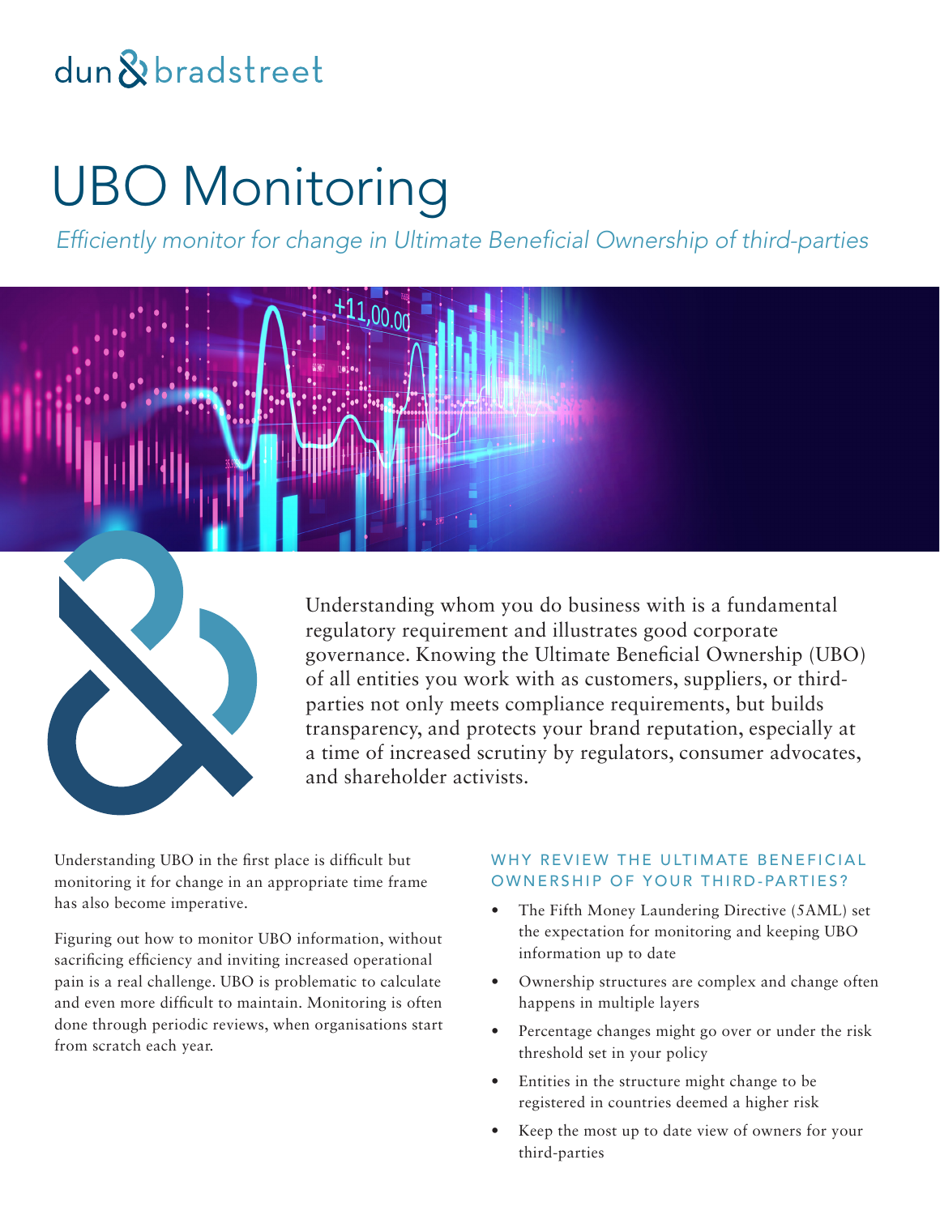dun & bradstreet

# UBO Monitoring

*Efficiently monitor for change in Ultimate Beneficial Ownership of third-parties*

Understanding whom you do business with is a fundamental regulatory requirement and illustrates good corporate governance. Knowing the Ultimate Beneficial Ownership (UBO) of all entities you work with as customers, suppliers, or third-parties not only meets compliance requirements, but builds transparency, and protects your brand reputation, especially at a time of increased scrutiny by regulators, consumer advocates, and shareholder activists.

Understanding UBO in the first place is difficult but monitoring it for change in an appropriate time frame has also become imperative.

Figuring out how to monitor UBO information, without sacrificing efficiency and inviting increased operational pain is a real challenge. UBO is problematic to calculate and even more difficult to maintain. Monitoring is often done through periodic reviews, when organisations start from scratch each year.

### WHY REVIEW THE ULTIMATE BENEFICIAL OWNERSHIP OF YOUR THIRD-PARTIES?

- The Fifth Money Laundering Directive (5AML) set the expectation for monitoring and keeping UBO information up to date
- Ownership structures are complex and change often happens in multiple layers
- Percentage changes might go over or under the risk threshold set in your policy
- Entities in the structure might change to be registered in countries deemed a higher risk
- Keep the most up to date view of owners for your third-parties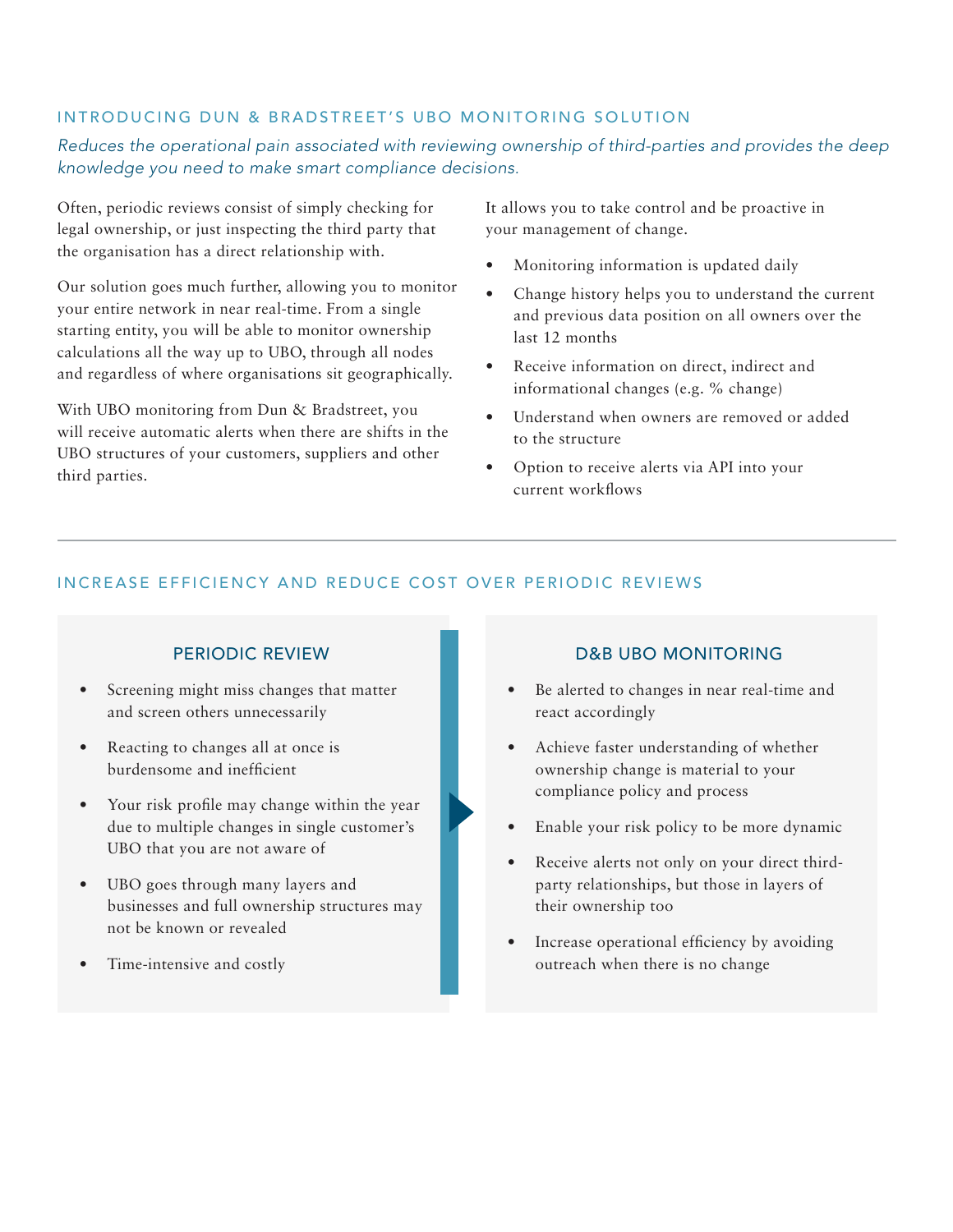## INTRODUCING DUN & BRADSTREET'S UBO MONITORING SOLUTION

*Reduces the operational pain associated with reviewing ownership of third-parties and provides the deep knowledge you need to make smart compliance decisions.*

Often, periodic reviews consist of simply checking for legal ownership, or just inspecting the third party that the organisation has a direct relationship with.

Our solution goes much further, allowing you to monitor your entire network in near real-time. From a single starting entity, you will be able to monitor ownership calculations all the way up to UBO, through all nodes and regardless of where organisations sit geographically.

With UBO monitoring from Dun & Bradstreet, you will receive automatic alerts when there are shifts in the UBO structures of your customers, suppliers and other third parties.

It allows you to take control and be proactive in your management of change.

- Monitoring information is updated daily
- Change history helps you to understand the current and previous data position on all owners over the last 12 months
- Receive information on direct, indirect and informational changes (e.g. % change)
- Understand when owners are removed or added to the structure
- Option to receive alerts via API into your current workflows

---

## INCREASE EFFICIENCY AND REDUCE COST OVER PERIODIC REVIEWS

### PERIODIC REVIEW

- Screening might miss changes that matter and screen others unnecessarily
- Reacting to changes all at once is burdensome and inefficient
- Your risk profile may change within the year due to multiple changes in single customer's UBO that you are not aware of
- UBO goes through many layers and businesses and full ownership structures may not be known or revealed
- Time-intensive and costly

### D&B UBO MONITORING

- Be alerted to changes in near real-time and react accordingly
- Achieve faster understanding of whether ownership change is material to your compliance policy and process
- Enable your risk policy to be more dynamic
- Receive alerts not only on your direct third-party relationships, but those in layers of their ownership too
- Increase operational efficiency by avoiding outreach when there is no change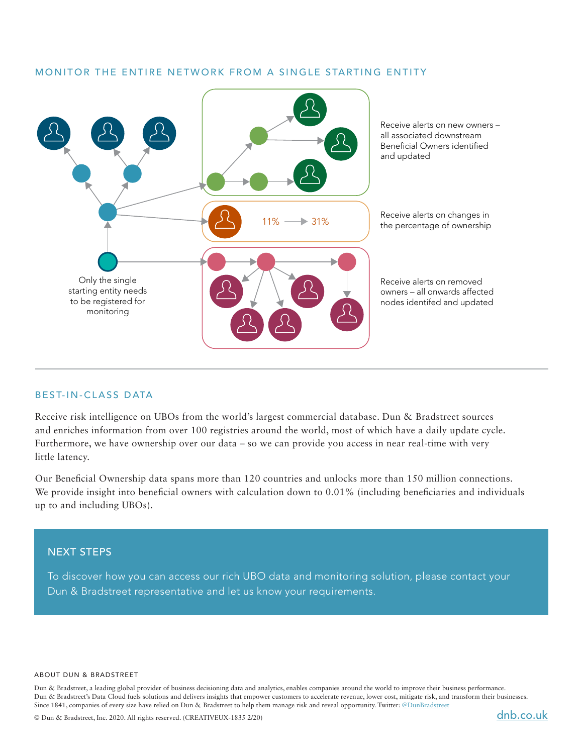## MONITOR THE ENTIRE NETWORK FROM A SINGLE STARTING ENTITY

Receive alerts on new owners – all associated downstream Beneficial Owners identified and updated

11% → 31%

Receive alerts on changes in the percentage of ownership

Only the single starting entity needs to be registered for monitoring

Receive alerts on removed owners – all onwards affected nodes identifed and updated

## BEST-IN-CLASS DATA

Receive risk intelligence on UBOs from the world's largest commercial database. Dun & Bradstreet sources and enriches information from over 100 registries around the world, most of which have a daily update cycle. Furthermore, we have ownership over our data – so we can provide you access in near real-time with very little latency.

Our Beneficial Ownership data spans more than 120 countries and unlocks more than 150 million connections. We provide insight into beneficial owners with calculation down to 0.01% (including beneficiaries and individuals up to and including UBOs).

## NEXT STEPS

To discover how you can access our rich UBO data and monitoring solution, please contact your Dun & Bradstreet representative and let us know your requirements.

### ABOUT DUN & BRADSTREET

Dun & Bradstreet, a leading global provider of business decisioning data and analytics, enables companies around the world to improve their business performance. Dun & Bradstreet's Data Cloud fuels solutions and delivers insights that empower customers to accelerate revenue, lower cost, mitigate risk, and transform their businesses. Since 1841, companies of every size have relied on Dun & Bradstreet to help them manage risk and reveal opportunity. Twitter: @DunBradstreet

© Dun & Bradstreet, Inc. 2020. All rights reserved. (CREATIVEUX-1835 2/20)

dnb.co.uk